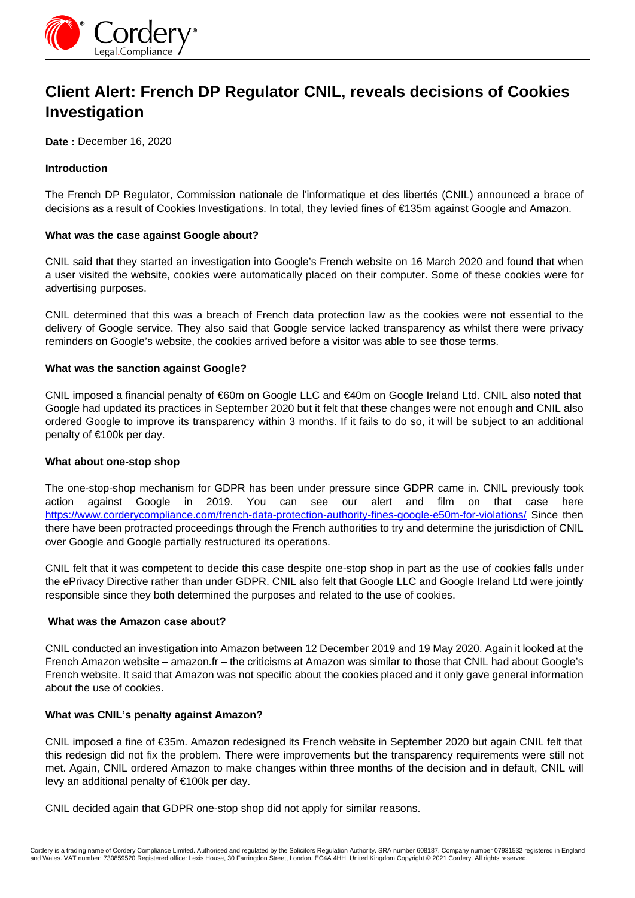# Client Alert: French DP Regulator CNIL, reveals decisions of Cookies Investigation

**Date :** December 16, 2020

**Introduction**

The French DP Regulator, Commission nationale de l'informatique et des libertés (CNIL) announced a brace of decisions as a result of Cookies Investigations. In total, they levied fines of €135m against Google and Amazon.

**What was the case against Google about?**

CNIL said that they started an investigation into Google's French website on 16 March 2020 and found that when a user visited the website, cookies were automatically placed on their computer. Some of these cookies were for advertising purposes.

CNIL determined that this was a breach of French data protection law as the cookies were not essential to the delivery of Google service. They also said that Google service lacked transparency as whilst there were privacy reminders on Google's website, the cookies arrived before a visitor was able to see those terms.

**What was the sanction against Google?**

CNIL imposed a financial penalty of €60m on Google LLC and €40m on Google Ireland Ltd. CNIL also noted that Google had updated its practices in September 2020 but it felt that these changes were not enough and CNIL also ordered Google to improve its transparency within 3 months. If it fails to do so, it will be subject to an additional penalty of €100k per day.

**What about one-stop shop**

The one-stop-shop mechanism for GDPR has been under pressure since GDPR came in. CNIL previously took action against Google in 2019. You can see our alert and film on that case here https://www.corderycompliance.com/french-data-protection-authority-fines-google-e50m-for-violations/ Since then there have been protracted proceedings through the French authorities to try and determine the jurisdiction of CNIL over Google and Google partially restructured its operations.

CNIL felt that it was competent to decide this case despite one-stop shop in part as the use of cookies falls under the ePrivacy Directive rather than under GDPR. CNIL also felt that Google LLC and Google Ireland Ltd were jointly responsible since they both determined the purposes and related to the use of cookies.

**What was the Amazon case about?**

CNIL conducted an investigation into Amazon between 12 December 2019 and 19 May 2020. Again it looked at the French Amazon website – amazon.fr – the criticisms at Amazon was similar to those that CNIL had about Google's French website. It said that Amazon was not specific about the cookies placed and it only gave general information about the use of cookies.

**What was CNIL's penalty against Amazon?**

CNIL imposed a fine of €35m. Amazon redesigned its French website in September 2020 but again CNIL felt that this redesign did not fix the problem. There were improvements but the transparency requirements were still not met. Again, CNIL ordered Amazon to make changes within three months of the decision and in default, CNIL will levy an additional penalty of €100k per day.

CNIL decided again that GDPR one-stop shop did not apply for similar reasons.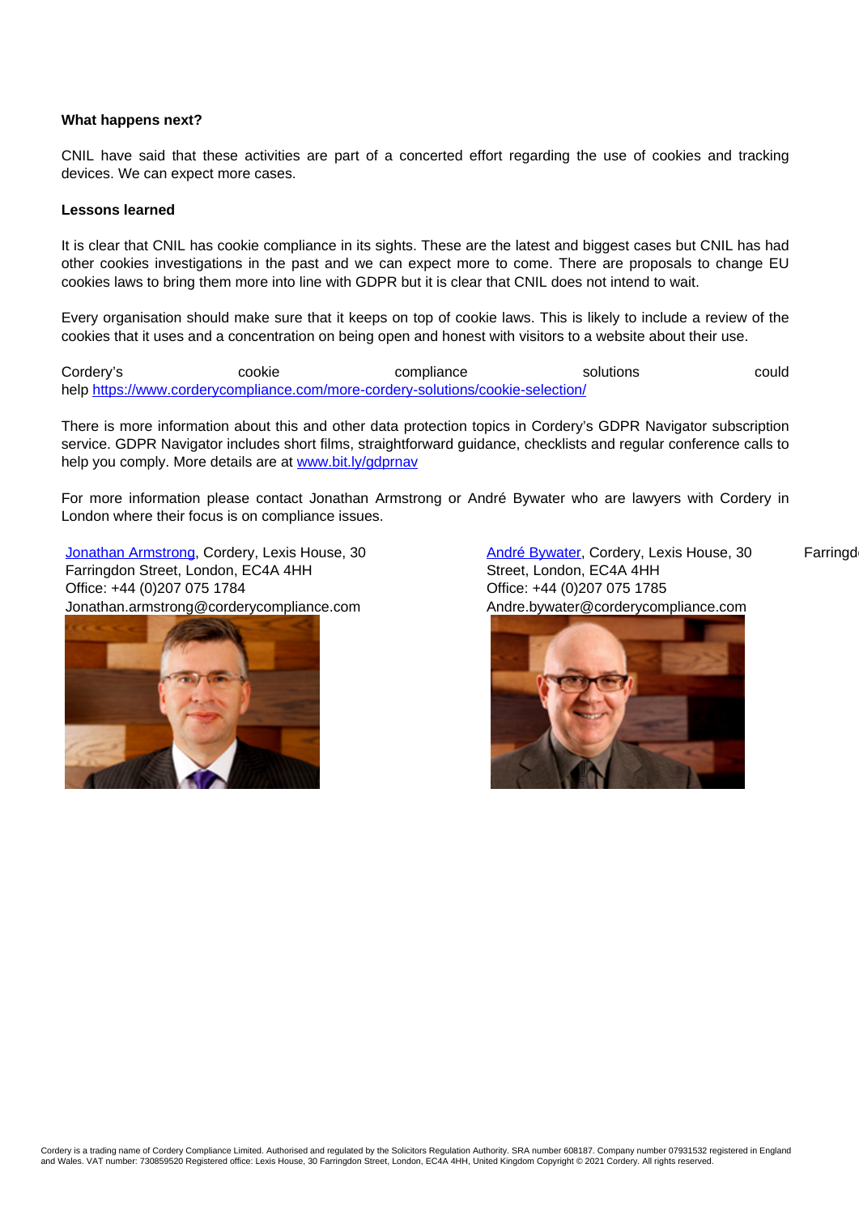**What happens next?**

CNIL have said that these activities are part of a concerted effort regarding the use of cookies and tracking devices. We can expect more cases.

**Lessons learned**

It is clear that CNIL has cookie compliance in its sights. These are the latest and biggest cases but CNIL has had other cookies investigations in the past and we can expect more to come. There are proposals to change EU cookies laws to bring them more into line with GDPR but it is clear that CNIL does not intend to wait.

Every organisation should make sure that it keeps on top of cookie laws. This is likely to include a review of the cookies that it uses and a concentration on being open and honest with visitors to a website about their use.

Cordery's cookie compliance solutions could help https://www.corderycompliance.com/more-cordery-solutions/cookie-selection/

There is more information about this and other data protection topics in Cordery's GDPR Navigator subscription service. GDPR Navigator includes short films, straightforward guidance, checklists and regular conference calls to help you comply. More details are at www.bit.ly/gdprnav

For more information please contact Jonathan Armstrong or André Bywater who are lawyers with Cordery in London where their focus is on compliance issues.

Jonathan Armstrong, Cordery, Lexis House, 30 Farringdon Street, London, EC4A 4HH
Office: +44 (0)207 075 1784
Jonathan.armstrong@corderycompliance.com

André Bywater, Cordery, Lexis House, 30 Farringdon Street, London, EC4A 4HH
Office: +44 (0)207 075 1785
Andre.bywater@corderycompliance.com

Cordery is a trading name of Cordery Compliance Limited. Authorised and regulated by the Solicitors Regulation Authority. SRA number 608187. Company number 07931532 registered in England and Wales. VAT number: 730859520 Registered office: Lexis House, 30 Farringdon Street, London, EC4A 4HH, United Kingdom Copyright © 2021 Cordery. All rights reserved.